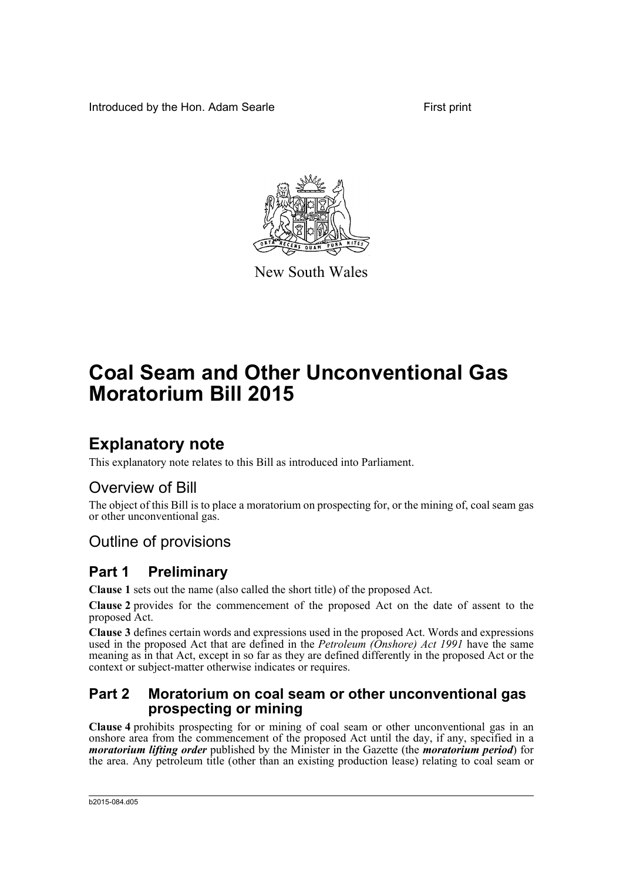Introduced by the Hon. Adam Searle First print

New South Wales

# Coal Seam and Other Unconventional Gas Moratorium Bill 2015

## Explanatory note

This explanatory note relates to this Bill as introduced into Parliament.

## Overview of Bill

The object of this Bill is to place a moratorium on prospecting for, or the mining of, coal seam gas or other unconventional gas.

## Outline of provisions

### Part 1 Preliminary

**Clause 1** sets out the name (also called the short title) of the proposed Act.

**Clause 2** provides for the commencement of the proposed Act on the date of assent to the proposed Act.

**Clause 3** defines certain words and expressions used in the proposed Act. Words and expressions used in the proposed Act that are defined in the *Petroleum (Onshore) Act 1991* have the same meaning as in that Act, except in so far as they are defined differently in the proposed Act or the context or subject-matter otherwise indicates or requires.

### Part 2 Moratorium on coal seam or other unconventional gas prospecting or mining

**Clause 4** prohibits prospecting for or mining of coal seam or other unconventional gas in an onshore area from the commencement of the proposed Act until the day, if any, specified in a ***moratorium lifting order*** published by the Minister in the Gazette (the ***moratorium period***) for the area. Any petroleum title (other than an existing production lease) relating to coal seam or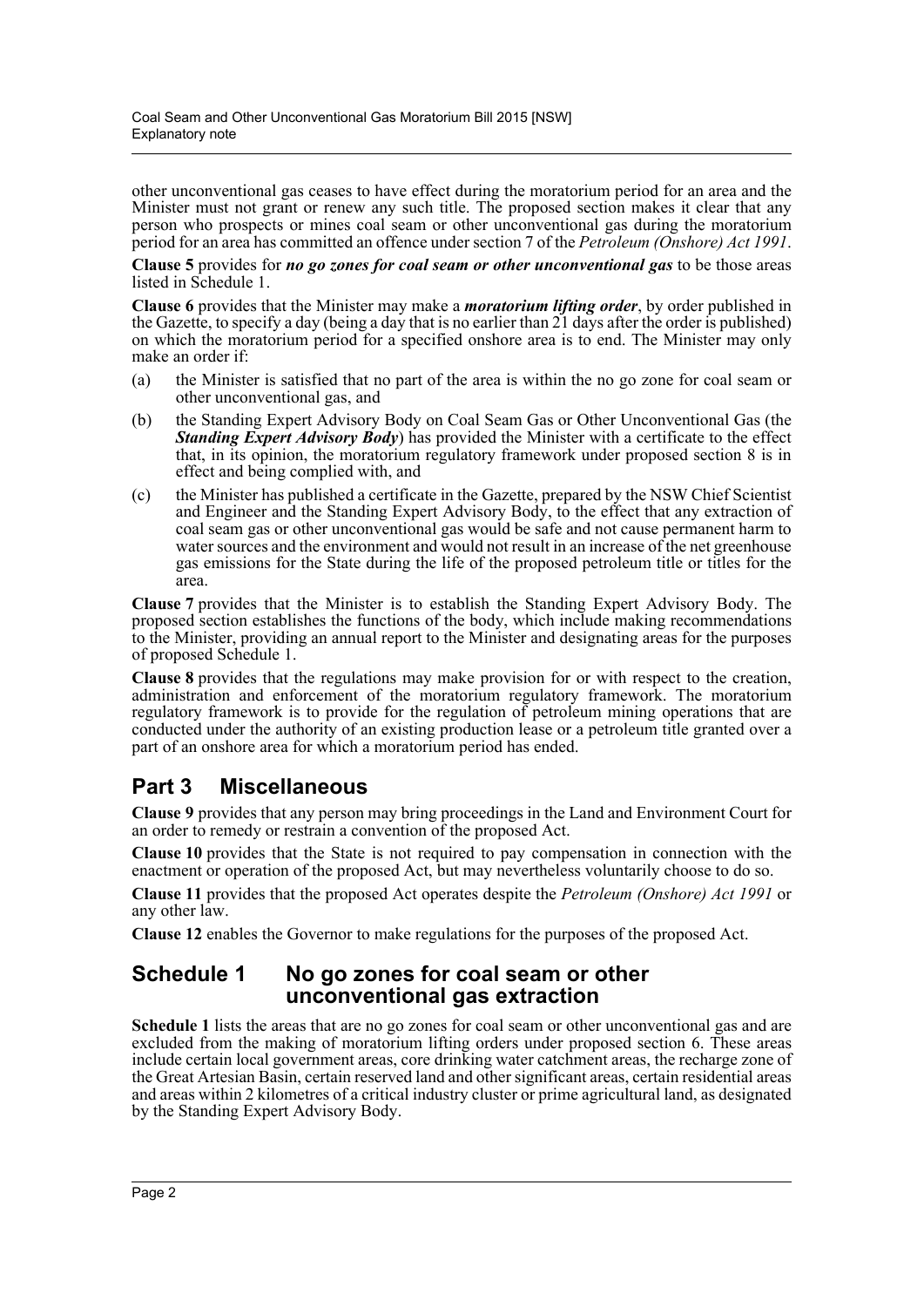other unconventional gas ceases to have effect during the moratorium period for an area and the Minister must not grant or renew any such title. The proposed section makes it clear that any person who prospects or mines coal seam or other unconventional gas during the moratorium period for an area has committed an offence under section 7 of the *Petroleum (Onshore) Act 1991*.

**Clause 5** provides for ***no go zones for coal seam or other unconventional gas*** to be those areas listed in Schedule 1.

**Clause 6** provides that the Minister may make a ***moratorium lifting order***, by order published in the Gazette, to specify a day (being a day that is no earlier than 21 days after the order is published) on which the moratorium period for a specified onshore area is to end. The Minister may only make an order if:

(a) the Minister is satisfied that no part of the area is within the no go zone for coal seam or other unconventional gas, and

(b) the Standing Expert Advisory Body on Coal Seam Gas or Other Unconventional Gas (the ***Standing Expert Advisory Body***) has provided the Minister with a certificate to the effect that, in its opinion, the moratorium regulatory framework under proposed section 8 is in effect and being complied with, and

(c) the Minister has published a certificate in the Gazette, prepared by the NSW Chief Scientist and Engineer and the Standing Expert Advisory Body, to the effect that any extraction of coal seam gas or other unconventional gas would be safe and not cause permanent harm to water sources and the environment and would not result in an increase of the net greenhouse gas emissions for the State during the life of the proposed petroleum title or titles for the area.

**Clause 7** provides that the Minister is to establish the Standing Expert Advisory Body. The proposed section establishes the functions of the body, which include making recommendations to the Minister, providing an annual report to the Minister and designating areas for the purposes of proposed Schedule 1.

**Clause 8** provides that the regulations may make provision for or with respect to the creation, administration and enforcement of the moratorium regulatory framework. The moratorium regulatory framework is to provide for the regulation of petroleum mining operations that are conducted under the authority of an existing production lease or a petroleum title granted over a part of an onshore area for which a moratorium period has ended.

## Part 3 Miscellaneous

**Clause 9** provides that any person may bring proceedings in the Land and Environment Court for an order to remedy or restrain a convention of the proposed Act.

**Clause 10** provides that the State is not required to pay compensation in connection with the enactment or operation of the proposed Act, but may nevertheless voluntarily choose to do so.

**Clause 11** provides that the proposed Act operates despite the *Petroleum (Onshore) Act 1991* or any other law.

**Clause 12** enables the Governor to make regulations for the purposes of the proposed Act.

## Schedule 1 No go zones for coal seam or other unconventional gas extraction

**Schedule 1** lists the areas that are no go zones for coal seam or other unconventional gas and are excluded from the making of moratorium lifting orders under proposed section 6. These areas include certain local government areas, core drinking water catchment areas, the recharge zone of the Great Artesian Basin, certain reserved land and other significant areas, certain residential areas and areas within 2 kilometres of a critical industry cluster or prime agricultural land, as designated by the Standing Expert Advisory Body.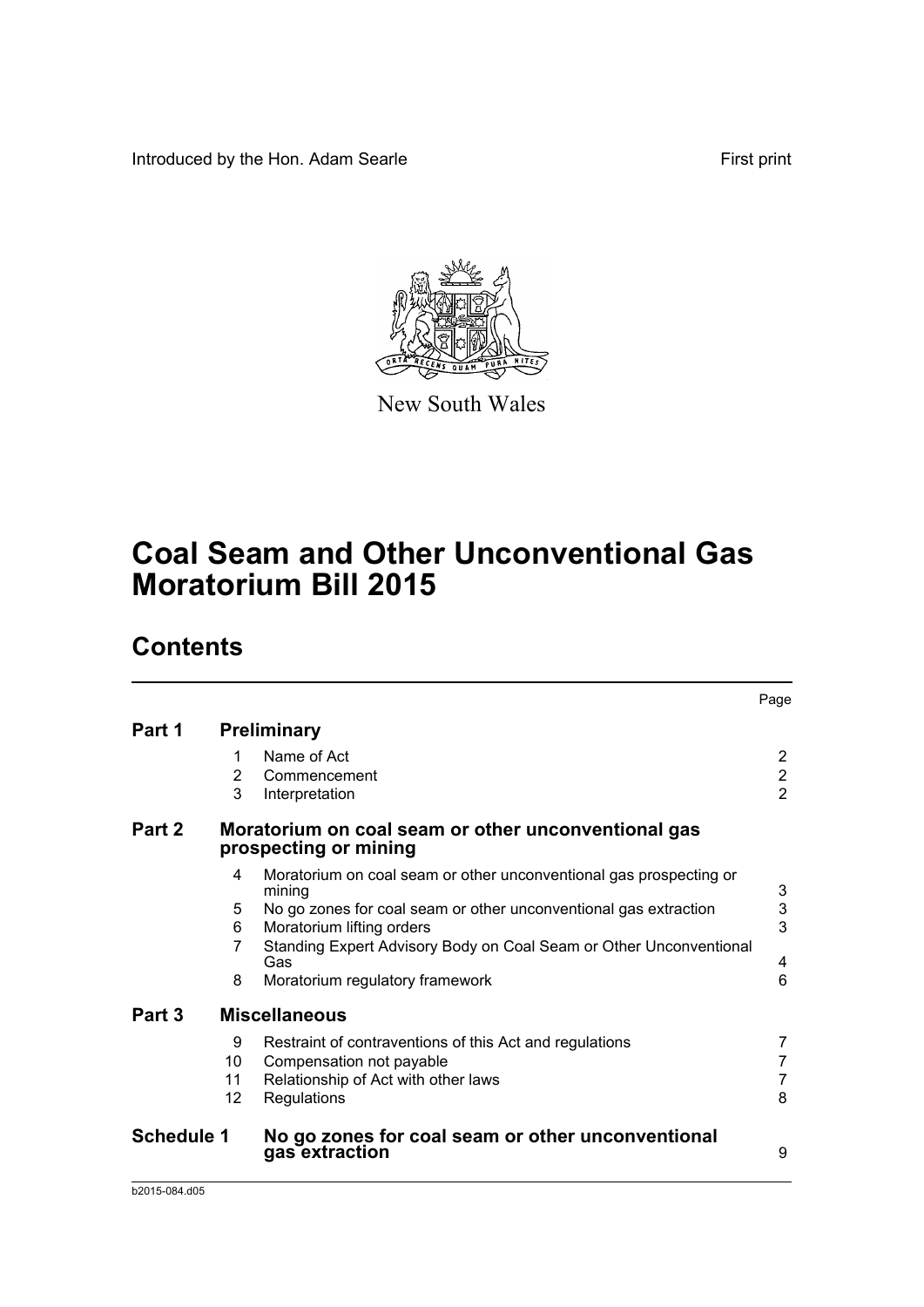Introduced by the Hon. Adam Searle

First print

New South Wales

# Coal Seam and Other Unconventional Gas Moratorium Bill 2015

## Contents

| | | | Page |
|---|---|---|---|
| **Part 1** | **Preliminary** | | |
| | 1 | Name of Act | 2 |
| | 2 | Commencement | 2 |
| | 3 | Interpretation | 2 |
| **Part 2** | **Moratorium on coal seam or other unconventional gas prospecting or mining** | | |
| | 4 | Moratorium on coal seam or other unconventional gas prospecting or mining | 3 |
| | 5 | No go zones for coal seam or other unconventional gas extraction | 3 |
| | 6 | Moratorium lifting orders | 3 |
| | 7 | Standing Expert Advisory Body on Coal Seam or Other Unconventional Gas | 4 |
| | 8 | Moratorium regulatory framework | 6 |
| **Part 3** | **Miscellaneous** | | |
| | 9 | Restraint of contraventions of this Act and regulations | 7 |
| | 10 | Compensation not payable | 7 |
| | 11 | Relationship of Act with other laws | 7 |
| | 12 | Regulations | 8 |
| **Schedule 1** | **No go zones for coal seam or other unconventional gas extraction** | | 9 |

b2015-084.d05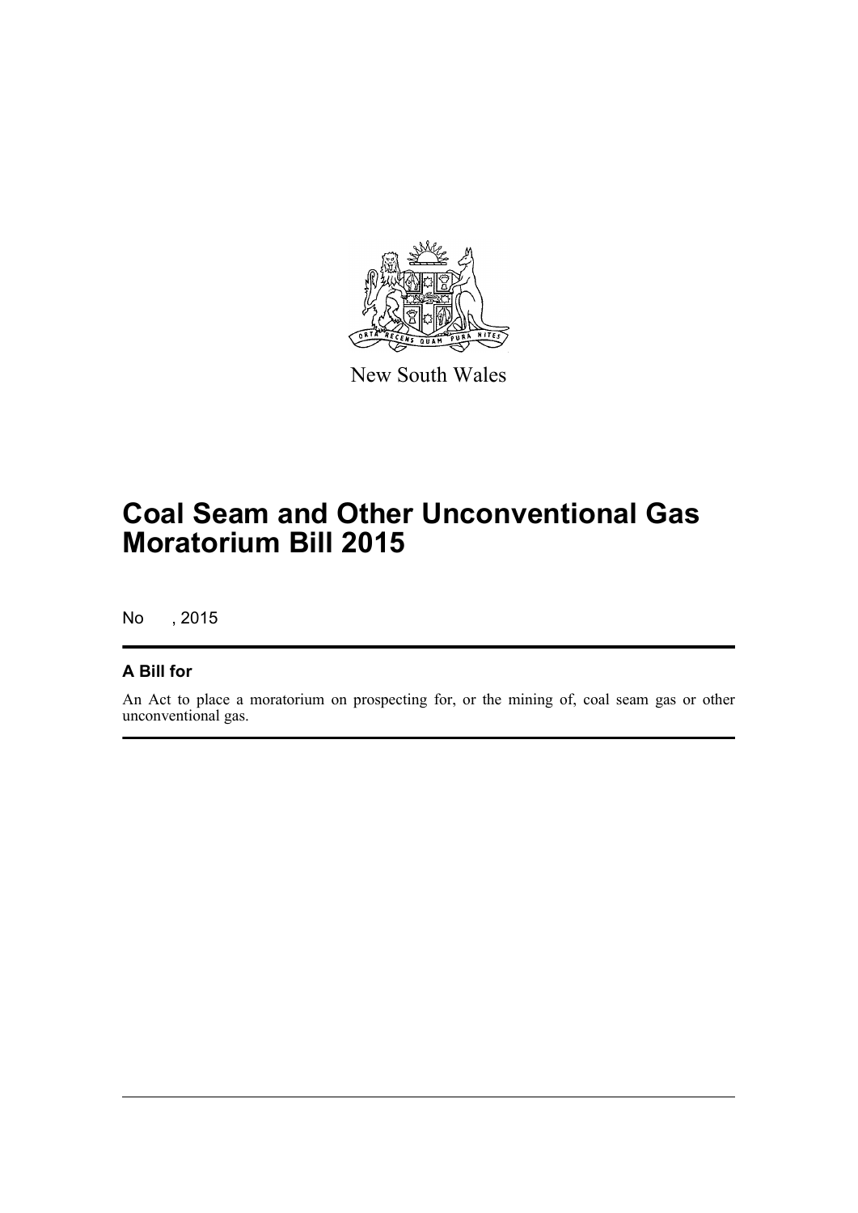New South Wales

# Coal Seam and Other Unconventional Gas Moratorium Bill 2015

No , 2015

## A Bill for

An Act to place a moratorium on prospecting for, or the mining of, coal seam gas or other unconventional gas.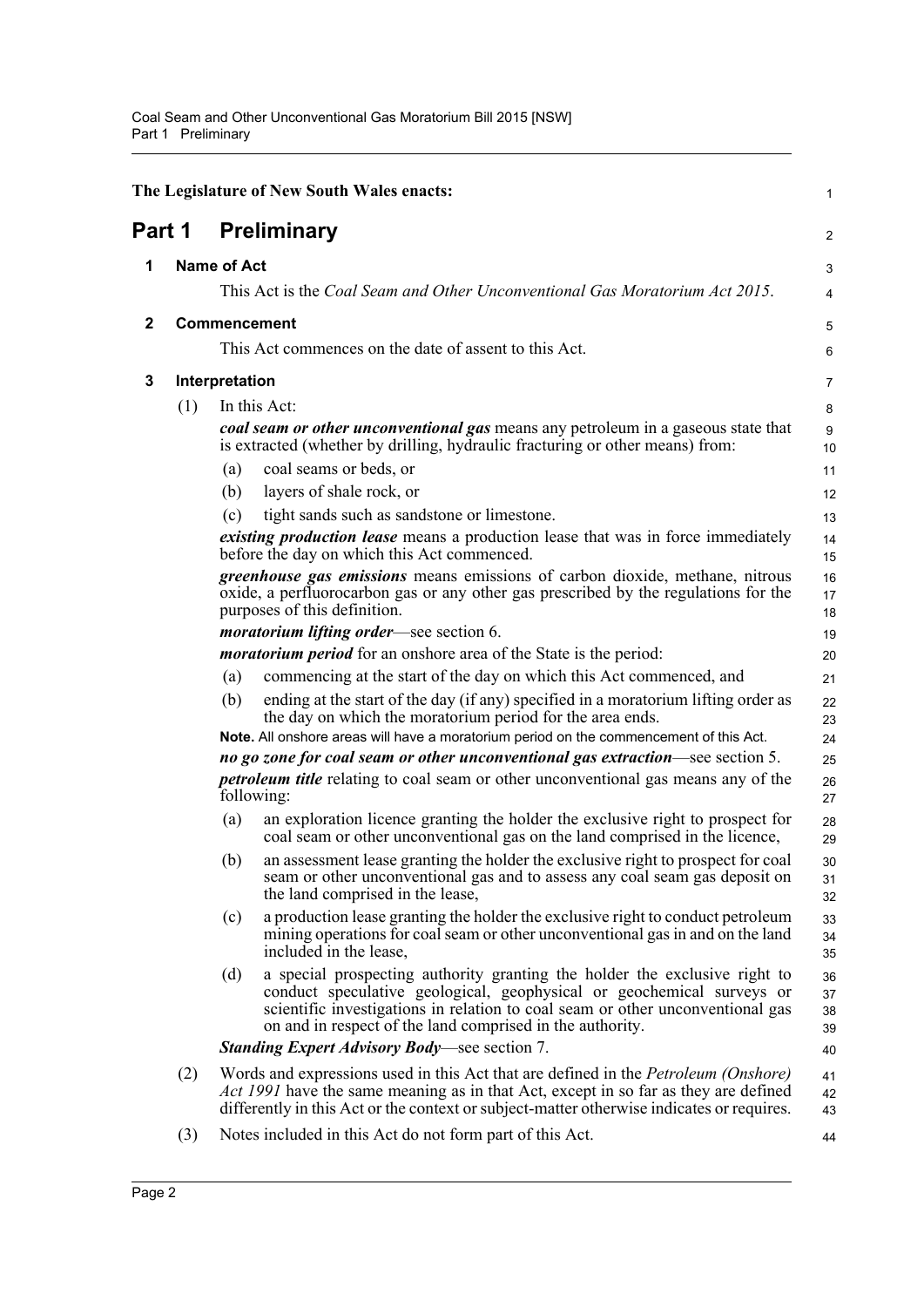The Legislature of New South Wales enacts:

# Part 1 Preliminary

## 1 Name of Act

This Act is the *Coal Seam and Other Unconventional Gas Moratorium Act 2015*.

## 2 Commencement

This Act commences on the date of assent to this Act.

## 3 Interpretation

(1) In this Act:

***coal seam or other unconventional gas*** means any petroleum in a gaseous state that is extracted (whether by drilling, hydraulic fracturing or other means) from:

(a) coal seams or beds, or

(b) layers of shale rock, or

(c) tight sands such as sandstone or limestone.

***existing production lease*** means a production lease that was in force immediately before the day on which this Act commenced.

***greenhouse gas emissions*** means emissions of carbon dioxide, methane, nitrous oxide, a perfluorocarbon gas or any other gas prescribed by the regulations for the purposes of this definition.

***moratorium lifting order***—see section 6.

***moratorium period*** for an onshore area of the State is the period:

(a) commencing at the start of the day on which this Act commenced, and

(b) ending at the start of the day (if any) specified in a moratorium lifting order as the day on which the moratorium period for the area ends.

**Note.** All onshore areas will have a moratorium period on the commencement of this Act.

***no go zone for coal seam or other unconventional gas extraction***—see section 5.

***petroleum title*** relating to coal seam or other unconventional gas means any of the following:

(a) an exploration licence granting the holder the exclusive right to prospect for coal seam or other unconventional gas on the land comprised in the licence,

(b) an assessment lease granting the holder the exclusive right to prospect for coal seam or other unconventional gas and to assess any coal seam gas deposit on the land comprised in the lease,

(c) a production lease granting the holder the exclusive right to conduct petroleum mining operations for coal seam or other unconventional gas in and on the land included in the lease,

(d) a special prospecting authority granting the holder the exclusive right to conduct speculative geological, geophysical or geochemical surveys or scientific investigations in relation to coal seam or other unconventional gas on and in respect of the land comprised in the authority.

***Standing Expert Advisory Body***—see section 7.

(2) Words and expressions used in this Act that are defined in the *Petroleum (Onshore) Act 1991* have the same meaning as in that Act, except in so far as they are defined differently in this Act or the context or subject-matter otherwise indicates or requires.

(3) Notes included in this Act do not form part of this Act.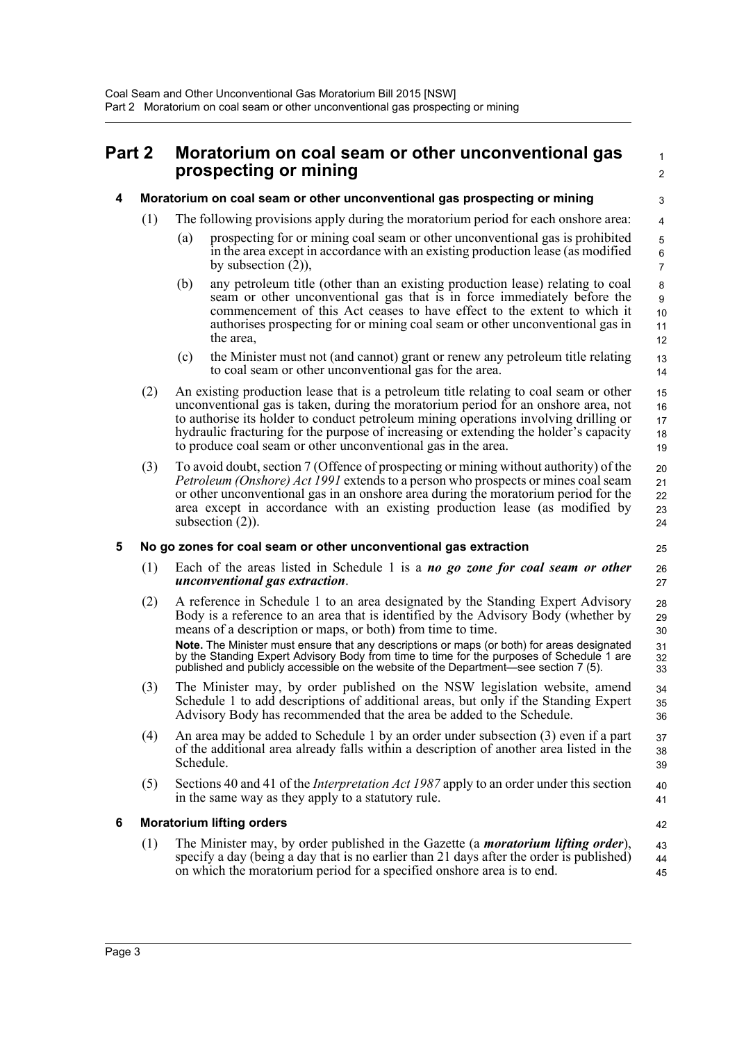# Part 2 Moratorium on coal seam or other unconventional gas prospecting or mining

## 4 Moratorium on coal seam or other unconventional gas prospecting or mining

(1) The following provisions apply during the moratorium period for each onshore area:

(a) prospecting for or mining coal seam or other unconventional gas is prohibited in the area except in accordance with an existing production lease (as modified by subsection (2)),

(b) any petroleum title (other than an existing production lease) relating to coal seam or other unconventional gas that is in force immediately before the commencement of this Act ceases to have effect to the extent to which it authorises prospecting for or mining coal seam or other unconventional gas in the area,

(c) the Minister must not (and cannot) grant or renew any petroleum title relating to coal seam or other unconventional gas for the area.

(2) An existing production lease that is a petroleum title relating to coal seam or other unconventional gas is taken, during the moratorium period for an onshore area, not to authorise its holder to conduct petroleum mining operations involving drilling or hydraulic fracturing for the purpose of increasing or extending the holder's capacity to produce coal seam or other unconventional gas in the area.

(3) To avoid doubt, section 7 (Offence of prospecting or mining without authority) of the *Petroleum (Onshore) Act 1991* extends to a person who prospects or mines coal seam or other unconventional gas in an onshore area during the moratorium period for the area except in accordance with an existing production lease (as modified by subsection (2)).

## 5 No go zones for coal seam or other unconventional gas extraction

(1) Each of the areas listed in Schedule 1 is a ***no go zone for coal seam or other unconventional gas extraction***.

(2) A reference in Schedule 1 to an area designated by the Standing Expert Advisory Body is a reference to an area that is identified by the Advisory Body (whether by means of a description or maps, or both) from time to time.

**Note.** The Minister must ensure that any descriptions or maps (or both) for areas designated by the Standing Expert Advisory Body from time to time for the purposes of Schedule 1 are published and publicly accessible on the website of the Department—see section 7 (5).

(3) The Minister may, by order published on the NSW legislation website, amend Schedule 1 to add descriptions of additional areas, but only if the Standing Expert Advisory Body has recommended that the area be added to the Schedule.

(4) An area may be added to Schedule 1 by an order under subsection (3) even if a part of the additional area already falls within a description of another area listed in the Schedule.

(5) Sections 40 and 41 of the *Interpretation Act 1987* apply to an order under this section in the same way as they apply to a statutory rule.

## 6 Moratorium lifting orders

(1) The Minister may, by order published in the Gazette (a ***moratorium lifting order***), specify a day (being a day that is no earlier than 21 days after the order is published) on which the moratorium period for a specified onshore area is to end.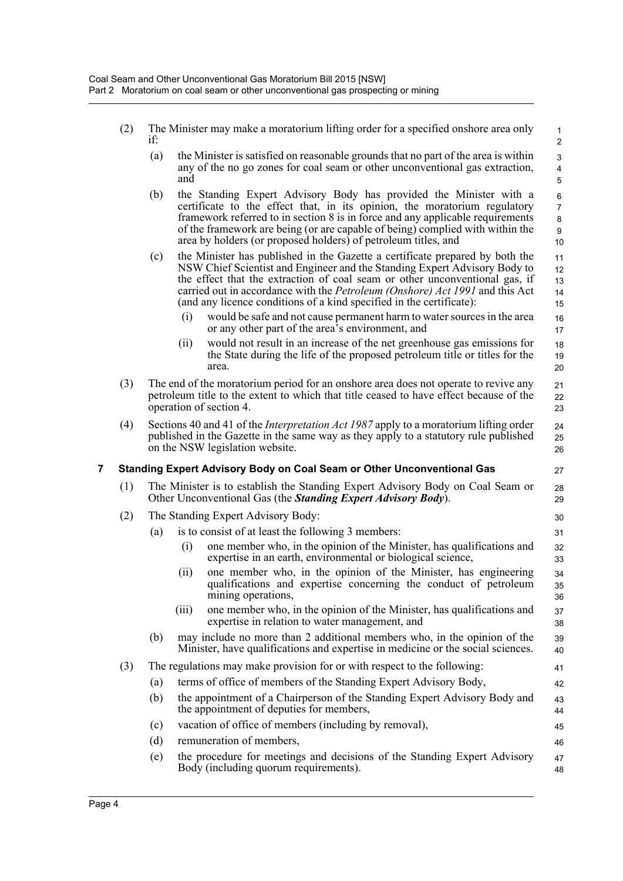(2) The Minister may make a moratorium lifting order for a specified onshore area only if:

(a) the Minister is satisfied on reasonable grounds that no part of the area is within any of the no go zones for coal seam or other unconventional gas extraction, and

(b) the Standing Expert Advisory Body has provided the Minister with a certificate to the effect that, in its opinion, the moratorium regulatory framework referred to in section 8 is in force and any applicable requirements of the framework are being (or are capable of being) complied with within the area by holders (or proposed holders) of petroleum titles, and

(c) the Minister has published in the Gazette a certificate prepared by both the NSW Chief Scientist and Engineer and the Standing Expert Advisory Body to the effect that the extraction of coal seam or other unconventional gas, if carried out in accordance with the *Petroleum (Onshore) Act 1991* and this Act (and any licence conditions of a kind specified in the certificate):

(i) would be safe and not cause permanent harm to water sources in the area or any other part of the area's environment, and

(ii) would not result in an increase of the net greenhouse gas emissions for the State during the life of the proposed petroleum title or titles for the area.

(3) The end of the moratorium period for an onshore area does not operate to revive any petroleum title to the extent to which that title ceased to have effect because of the operation of section 4.

(4) Sections 40 and 41 of the *Interpretation Act 1987* apply to a moratorium lifting order published in the Gazette in the same way as they apply to a statutory rule published on the NSW legislation website.

## 7 Standing Expert Advisory Body on Coal Seam or Other Unconventional Gas

(1) The Minister is to establish the Standing Expert Advisory Body on Coal Seam or Other Unconventional Gas (the ***Standing Expert Advisory Body***).

(2) The Standing Expert Advisory Body:

(a) is to consist of at least the following 3 members:

(i) one member who, in the opinion of the Minister, has qualifications and expertise in an earth, environmental or biological science,

(ii) one member who, in the opinion of the Minister, has engineering qualifications and expertise concerning the conduct of petroleum mining operations,

(iii) one member who, in the opinion of the Minister, has qualifications and expertise in relation to water management, and

(b) may include no more than 2 additional members who, in the opinion of the Minister, have qualifications and expertise in medicine or the social sciences.

(3) The regulations may make provision for or with respect to the following:

(a) terms of office of members of the Standing Expert Advisory Body,

(b) the appointment of a Chairperson of the Standing Expert Advisory Body and the appointment of deputies for members,

(c) vacation of office of members (including by removal),

(d) remuneration of members,

(e) the procedure for meetings and decisions of the Standing Expert Advisory Body (including quorum requirements).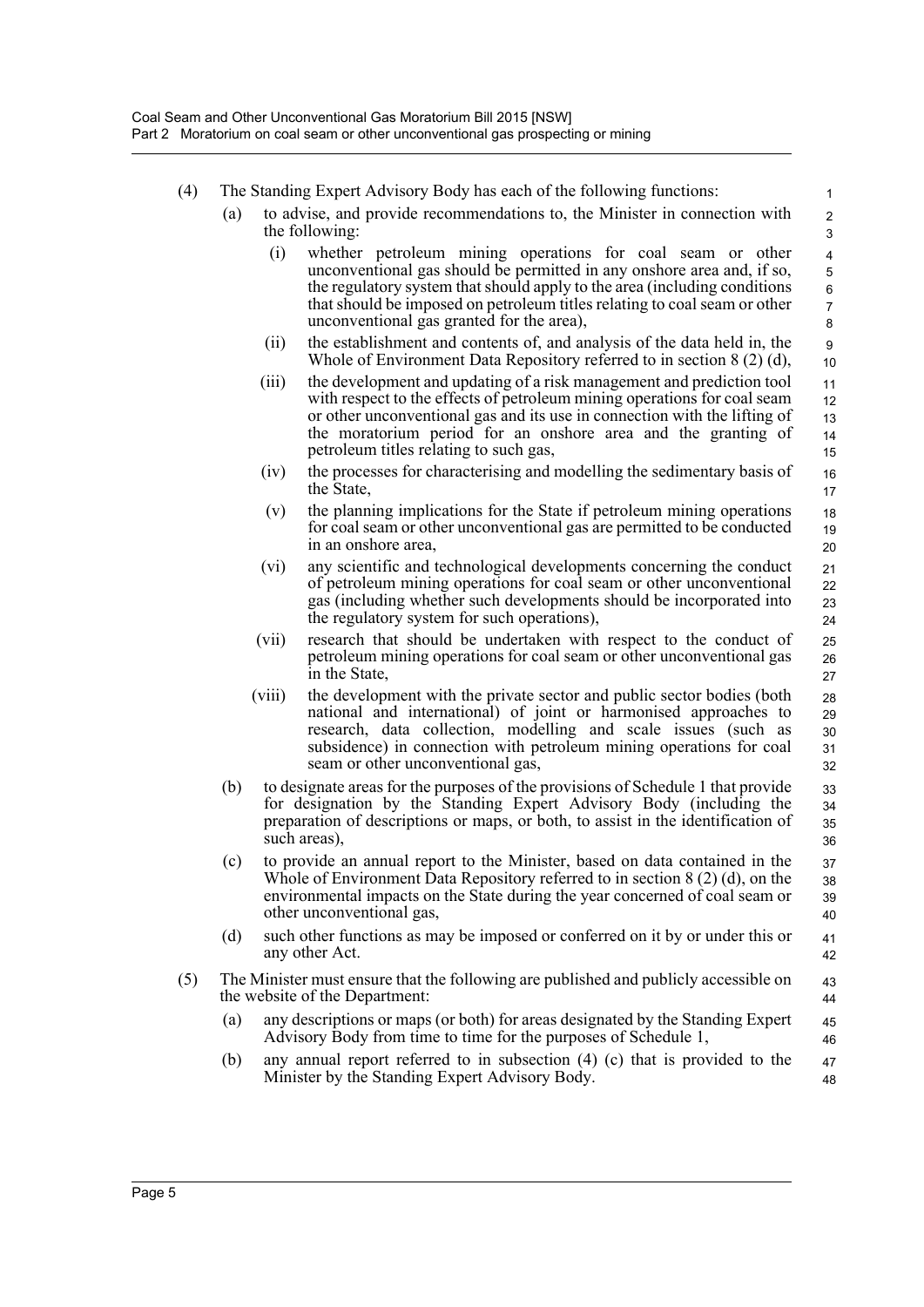(4) The Standing Expert Advisory Body has each of the following functions:

- (a) to advise, and provide recommendations to, the Minister in connection with the following:
  - (i) whether petroleum mining operations for coal seam or other unconventional gas should be permitted in any onshore area and, if so, the regulatory system that should apply to the area (including conditions that should be imposed on petroleum titles relating to coal seam or other unconventional gas granted for the area),
  - (ii) the establishment and contents of, and analysis of the data held in, the Whole of Environment Data Repository referred to in section 8 (2) (d),
  - (iii) the development and updating of a risk management and prediction tool with respect to the effects of petroleum mining operations for coal seam or other unconventional gas and its use in connection with the lifting of the moratorium period for an onshore area and the granting of petroleum titles relating to such gas,
  - (iv) the processes for characterising and modelling the sedimentary basis of the State,
  - (v) the planning implications for the State if petroleum mining operations for coal seam or other unconventional gas are permitted to be conducted in an onshore area,
  - (vi) any scientific and technological developments concerning the conduct of petroleum mining operations for coal seam or other unconventional gas (including whether such developments should be incorporated into the regulatory system for such operations),
  - (vii) research that should be undertaken with respect to the conduct of petroleum mining operations for coal seam or other unconventional gas in the State,
  - (viii) the development with the private sector and public sector bodies (both national and international) of joint or harmonised approaches to research, data collection, modelling and scale issues (such as subsidence) in connection with petroleum mining operations for coal seam or other unconventional gas,
- (b) to designate areas for the purposes of the provisions of Schedule 1 that provide for designation by the Standing Expert Advisory Body (including the preparation of descriptions or maps, or both, to assist in the identification of such areas),
- (c) to provide an annual report to the Minister, based on data contained in the Whole of Environment Data Repository referred to in section 8 (2) (d), on the environmental impacts on the State during the year concerned of coal seam or other unconventional gas,
- (d) such other functions as may be imposed or conferred on it by or under this or any other Act.

(5) The Minister must ensure that the following are published and publicly accessible on the website of the Department:

- (a) any descriptions or maps (or both) for areas designated by the Standing Expert Advisory Body from time to time for the purposes of Schedule 1,
- (b) any annual report referred to in subsection (4) (c) that is provided to the Minister by the Standing Expert Advisory Body.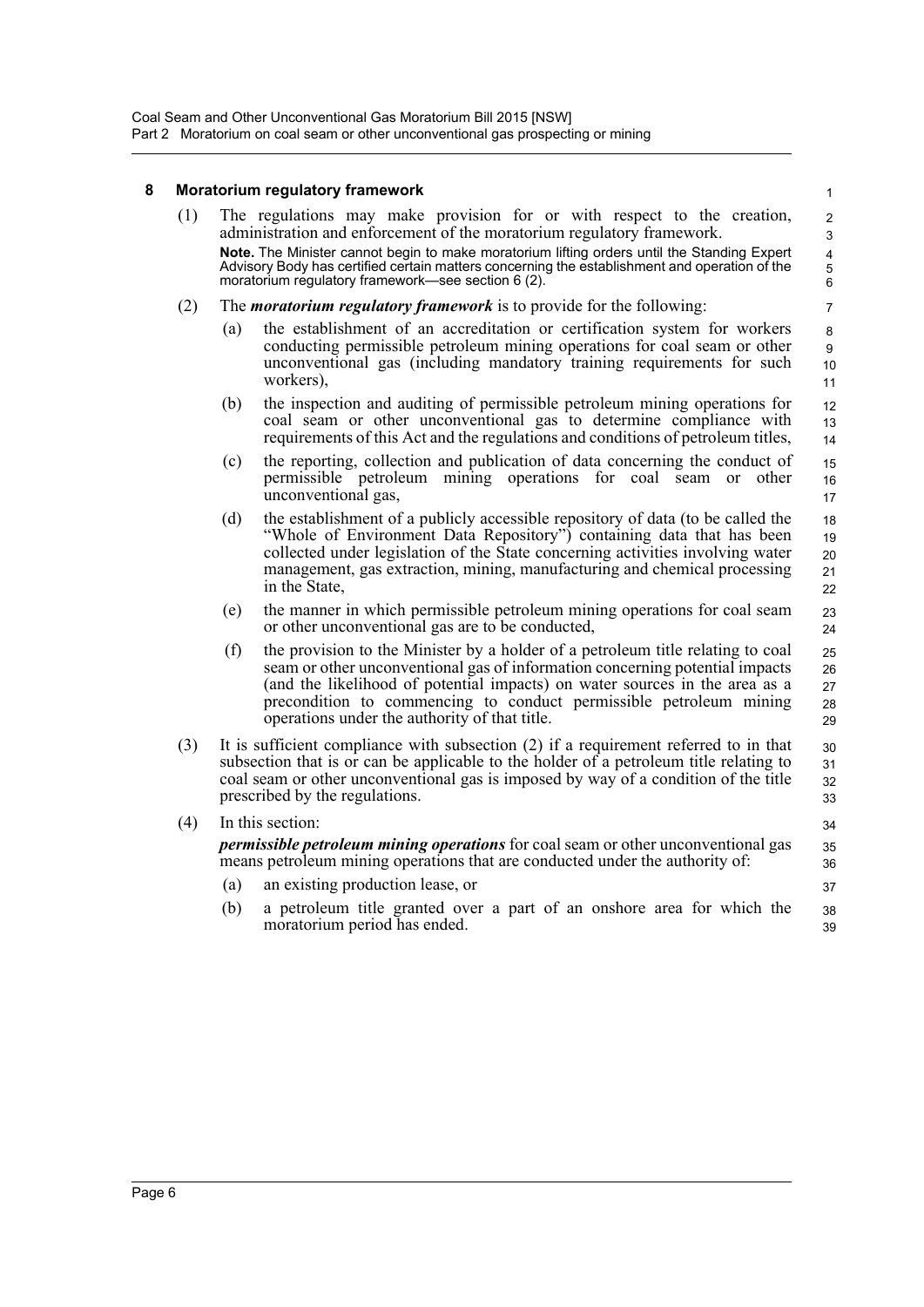## 8 Moratorium regulatory framework

(1) The regulations may make provision for or with respect to the creation, administration and enforcement of the moratorium regulatory framework.

**Note.** The Minister cannot begin to make moratorium lifting orders until the Standing Expert Advisory Body has certified certain matters concerning the establishment and operation of the moratorium regulatory framework—see section 6 (2).

(2) The ***moratorium regulatory framework*** is to provide for the following:

- (a) the establishment of an accreditation or certification system for workers conducting permissible petroleum mining operations for coal seam or other unconventional gas (including mandatory training requirements for such workers),
- (b) the inspection and auditing of permissible petroleum mining operations for coal seam or other unconventional gas to determine compliance with requirements of this Act and the regulations and conditions of petroleum titles,
- (c) the reporting, collection and publication of data concerning the conduct of permissible petroleum mining operations for coal seam or other unconventional gas,
- (d) the establishment of a publicly accessible repository of data (to be called the "Whole of Environment Data Repository") containing data that has been collected under legislation of the State concerning activities involving water management, gas extraction, mining, manufacturing and chemical processing in the State,
- (e) the manner in which permissible petroleum mining operations for coal seam or other unconventional gas are to be conducted,
- (f) the provision to the Minister by a holder of a petroleum title relating to coal seam or other unconventional gas of information concerning potential impacts (and the likelihood of potential impacts) on water sources in the area as a precondition to commencing to conduct permissible petroleum mining operations under the authority of that title.

(3) It is sufficient compliance with subsection (2) if a requirement referred to in that subsection that is or can be applicable to the holder of a petroleum title relating to coal seam or other unconventional gas is imposed by way of a condition of the title prescribed by the regulations.

(4) In this section:

***permissible petroleum mining operations*** for coal seam or other unconventional gas means petroleum mining operations that are conducted under the authority of:

- (a) an existing production lease, or
- (b) a petroleum title granted over a part of an onshore area for which the moratorium period has ended.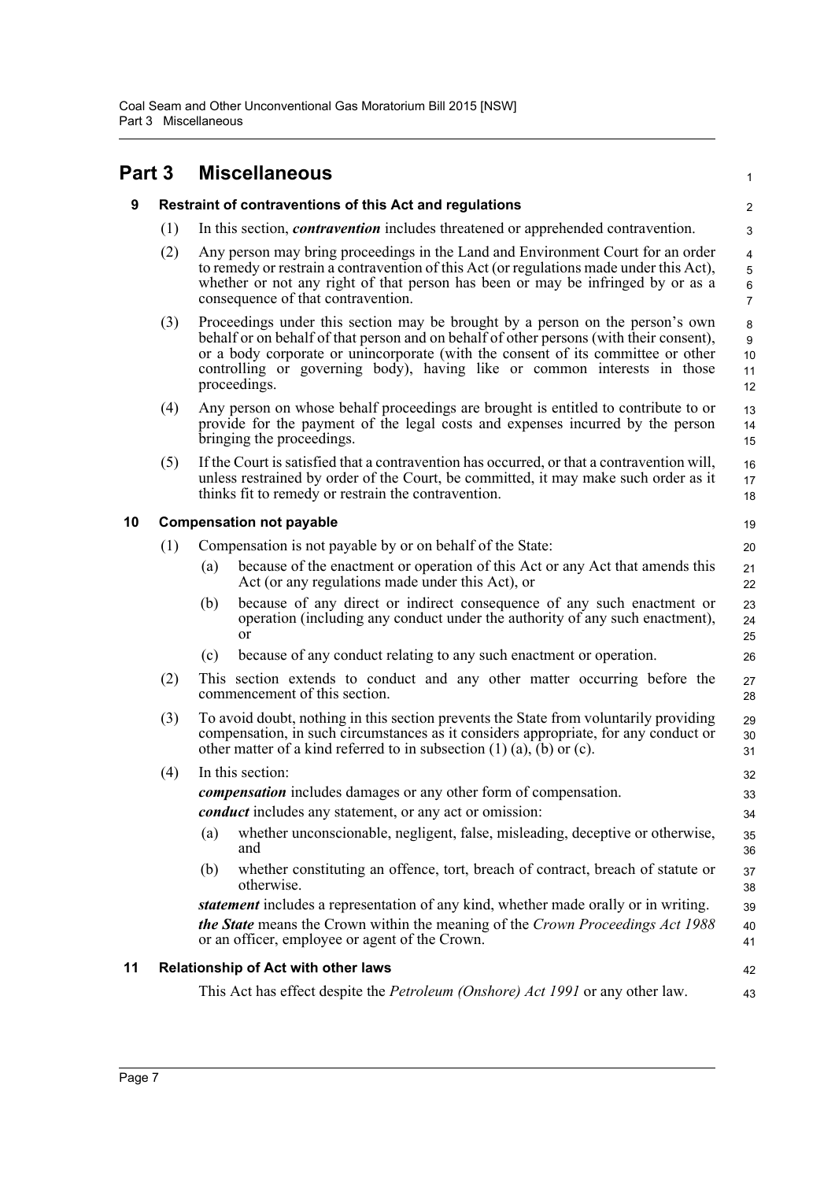# Part 3 Miscellaneous

## 9 Restraint of contraventions of this Act and regulations

(1) In this section, ***contravention*** includes threatened or apprehended contravention.

(2) Any person may bring proceedings in the Land and Environment Court for an order to remedy or restrain a contravention of this Act (or regulations made under this Act), whether or not any right of that person has been or may be infringed by or as a consequence of that contravention.

(3) Proceedings under this section may be brought by a person on the person's own behalf or on behalf of that person and on behalf of other persons (with their consent), or a body corporate or unincorporate (with the consent of its committee or other controlling or governing body), having like or common interests in those proceedings.

(4) Any person on whose behalf proceedings are brought is entitled to contribute to or provide for the payment of the legal costs and expenses incurred by the person bringing the proceedings.

(5) If the Court is satisfied that a contravention has occurred, or that a contravention will, unless restrained by order of the Court, be committed, it may make such order as it thinks fit to remedy or restrain the contravention.

## 10 Compensation not payable

(1) Compensation is not payable by or on behalf of the State:

- (a) because of the enactment or operation of this Act or any Act that amends this Act (or any regulations made under this Act), or
- (b) because of any direct or indirect consequence of any such enactment or operation (including any conduct under the authority of any such enactment), or
- (c) because of any conduct relating to any such enactment or operation.

(2) This section extends to conduct and any other matter occurring before the commencement of this section.

(3) To avoid doubt, nothing in this section prevents the State from voluntarily providing compensation, in such circumstances as it considers appropriate, for any conduct or other matter of a kind referred to in subsection (1) (a), (b) or (c).

(4) In this section:

***compensation*** includes damages or any other form of compensation.

***conduct*** includes any statement, or any act or omission:

- (a) whether unconscionable, negligent, false, misleading, deceptive or otherwise, and
- (b) whether constituting an offence, tort, breach of contract, breach of statute or otherwise.

***statement*** includes a representation of any kind, whether made orally or in writing.

***the State*** means the Crown within the meaning of the *Crown Proceedings Act 1988* or an officer, employee or agent of the Crown.

## 11 Relationship of Act with other laws

This Act has effect despite the *Petroleum (Onshore) Act 1991* or any other law.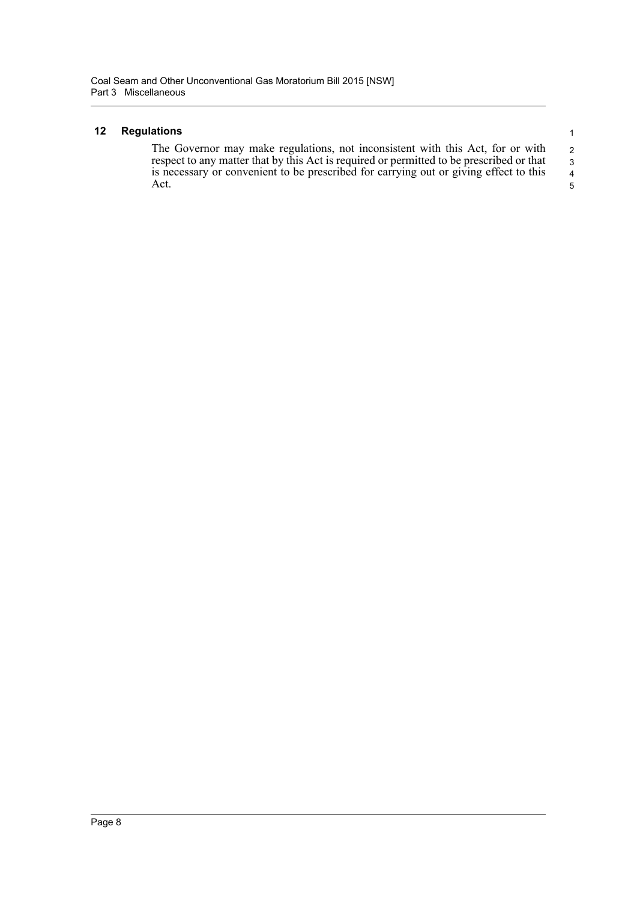### 12 Regulations

The Governor may make regulations, not inconsistent with this Act, for or with respect to any matter that by this Act is required or permitted to be prescribed or that is necessary or convenient to be prescribed for carrying out or giving effect to this Act.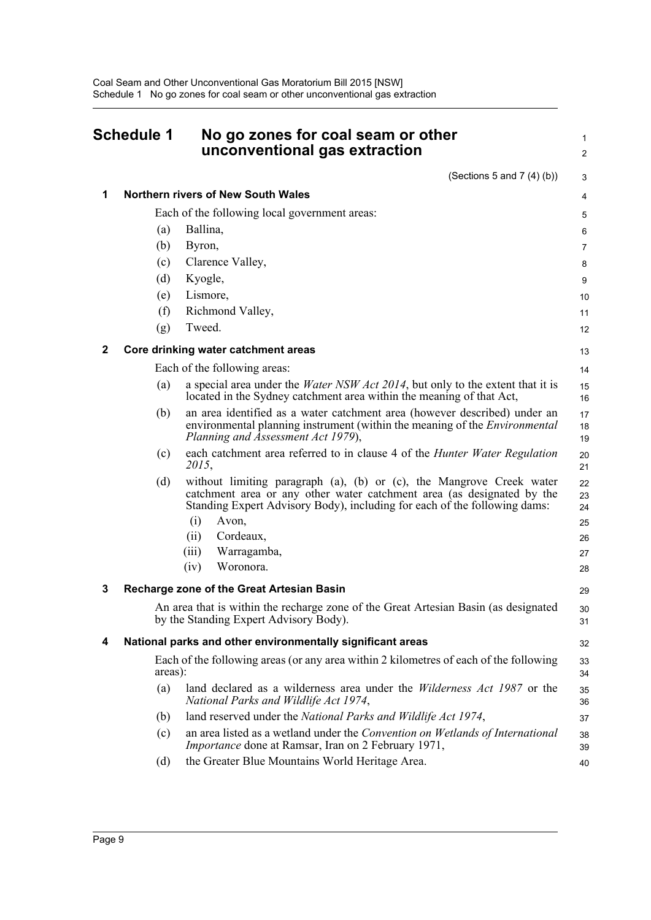# Schedule 1 No go zones for coal seam or other unconventional gas extraction

(Sections 5 and 7 (4) (b))

## 1 Northern rivers of New South Wales

Each of the following local government areas:

(a) Ballina,

(b) Byron,

(c) Clarence Valley,

(d) Kyogle,

(e) Lismore,

(f) Richmond Valley,

(g) Tweed.

## 2 Core drinking water catchment areas

Each of the following areas:

(a) a special area under the *Water NSW Act 2014*, but only to the extent that it is located in the Sydney catchment area within the meaning of that Act,

(b) an area identified as a water catchment area (however described) under an environmental planning instrument (within the meaning of the *Environmental Planning and Assessment Act 1979*),

(c) each catchment area referred to in clause 4 of the *Hunter Water Regulation 2015*,

(d) without limiting paragraph (a), (b) or (c), the Mangrove Creek water catchment area or any other water catchment area (as designated by the Standing Expert Advisory Body), including for each of the following dams:

(i) Avon,

(ii) Cordeaux,

(iii) Warragamba,

(iv) Woronora.

## 3 Recharge zone of the Great Artesian Basin

An area that is within the recharge zone of the Great Artesian Basin (as designated by the Standing Expert Advisory Body).

## 4 National parks and other environmentally significant areas

Each of the following areas (or any area within 2 kilometres of each of the following areas):

(a) land declared as a wilderness area under the *Wilderness Act 1987* or the *National Parks and Wildlife Act 1974*,

(b) land reserved under the *National Parks and Wildlife Act 1974*,

(c) an area listed as a wetland under the *Convention on Wetlands of International Importance* done at Ramsar, Iran on 2 February 1971,

(d) the Greater Blue Mountains World Heritage Area.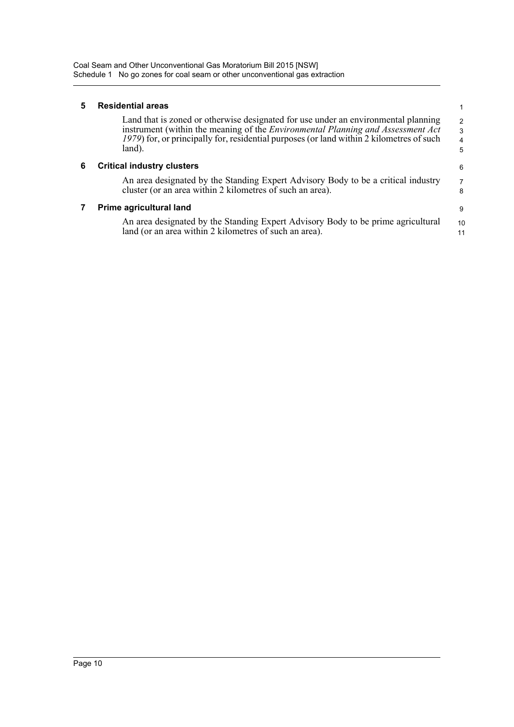## 5 Residential areas

Land that is zoned or otherwise designated for use under an environmental planning instrument (within the meaning of the *Environmental Planning and Assessment Act 1979*) for, or principally for, residential purposes (or land within 2 kilometres of such land).

## 6 Critical industry clusters

An area designated by the Standing Expert Advisory Body to be a critical industry cluster (or an area within 2 kilometres of such an area).

## 7 Prime agricultural land

An area designated by the Standing Expert Advisory Body to be prime agricultural land (or an area within 2 kilometres of such an area).